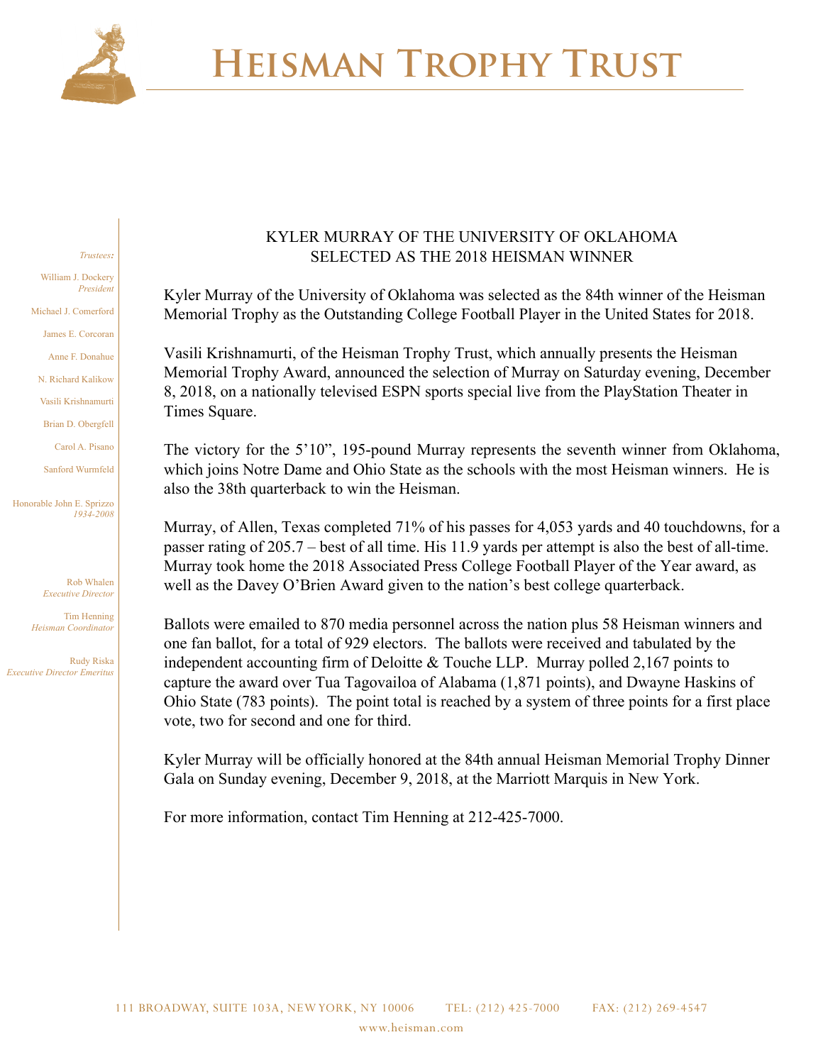# HEISMAN TROPHY TRUST

*Trustees:*

William J. Dockery
*President*

Michael J. Comerford

James E. Corcoran

Anne F. Donahue

N. Richard Kalikow

Vasili Krishnamurti

Brian D. Obergfell

Carol A. Pisano

Sanford Wurmfeld

Honorable John E. Sprizzo
*1934-2008*

Rob Whalen
*Executive Director*

Tim Henning
*Heisman Coordinator*

Rudy Riska
*Executive Director Emeritus*

## KYLER MURRAY OF THE UNIVERSITY OF OKLAHOMA SELECTED AS THE 2018 HEISMAN WINNER

Kyler Murray of the University of Oklahoma was selected as the 84th winner of the Heisman Memorial Trophy as the Outstanding College Football Player in the United States for 2018.

Vasili Krishnamurti, of the Heisman Trophy Trust, which annually presents the Heisman Memorial Trophy Award, announced the selection of Murray on Saturday evening, December 8, 2018, on a nationally televised ESPN sports special live from the PlayStation Theater in Times Square.

The victory for the 5'10", 195-pound Murray represents the seventh winner from Oklahoma, which joins Notre Dame and Ohio State as the schools with the most Heisman winners. He is also the 38th quarterback to win the Heisman.

Murray, of Allen, Texas completed 71% of his passes for 4,053 yards and 40 touchdowns, for a passer rating of 205.7 – best of all time. His 11.9 yards per attempt is also the best of all-time. Murray took home the 2018 Associated Press College Football Player of the Year award, as well as the Davey O'Brien Award given to the nation's best college quarterback.

Ballots were emailed to 870 media personnel across the nation plus 58 Heisman winners and one fan ballot, for a total of 929 electors. The ballots were received and tabulated by the independent accounting firm of Deloitte & Touche LLP. Murray polled 2,167 points to capture the award over Tua Tagovailoa of Alabama (1,871 points), and Dwayne Haskins of Ohio State (783 points). The point total is reached by a system of three points for a first place vote, two for second and one for third.

Kyler Murray will be officially honored at the 84th annual Heisman Memorial Trophy Dinner Gala on Sunday evening, December 9, 2018, at the Marriott Marquis in New York.

For more information, contact Tim Henning at 212-425-7000.

111 BROADWAY, SUITE 103A, NEW YORK, NY 10006 TEL: (212) 425-7000 FAX: (212) 269-4547

www.heisman.com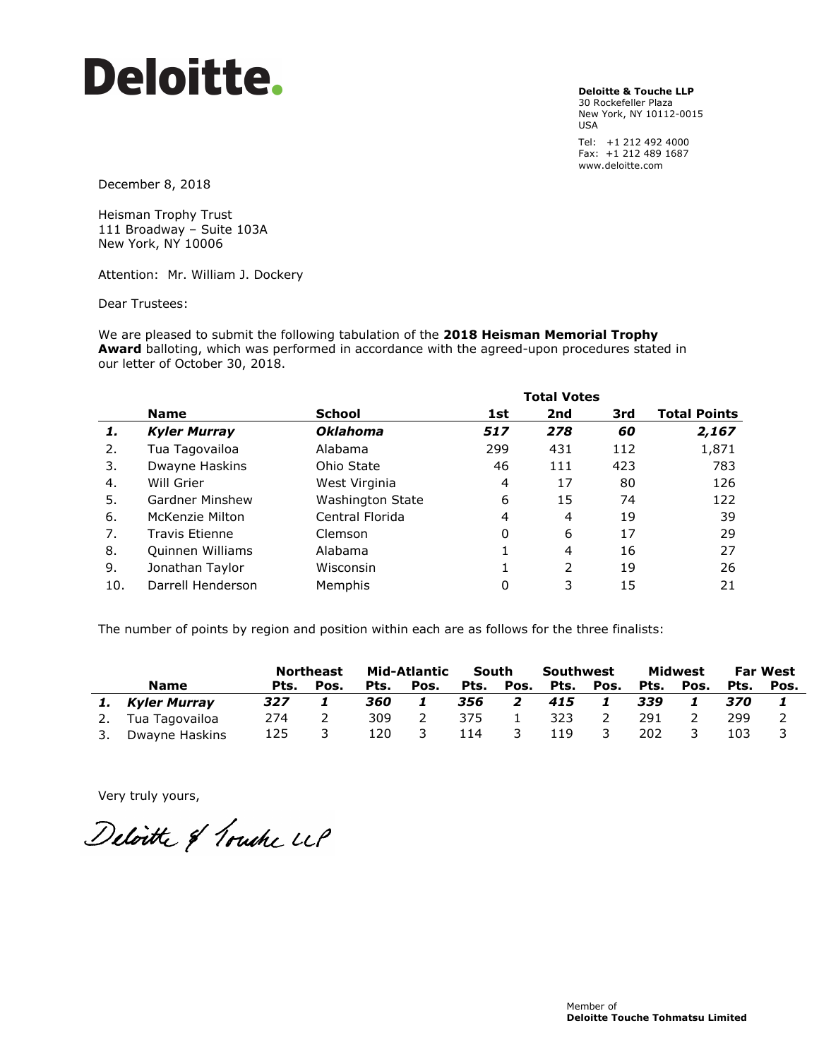**Deloitte.**

**Deloitte & Touche LLP**
30 Rockefeller Plaza
New York, NY 10112-0015
USA

Tel: +1 212 492 4000
Fax: +1 212 489 1687
www.deloitte.com

December 8, 2018

Heisman Trophy Trust
111 Broadway – Suite 103A
New York, NY 10006

Attention: Mr. William J. Dockery

Dear Trustees:

We are pleased to submit the following tabulation of the **2018 Heisman Memorial Trophy Award** balloting, which was performed in accordance with the agreed-upon procedures stated in our letter of October 30, 2018.

| | Name | School | Total Votes 1st | 2nd | 3rd | Total Points |
|---|---|---|---|---|---|---|
| ***1.*** | ***Kyler Murray*** | ***Oklahoma*** | ***517*** | ***278*** | ***60*** | ***2,167*** |
| 2. | Tua Tagovailoa | Alabama | 299 | 431 | 112 | 1,871 |
| 3. | Dwayne Haskins | Ohio State | 46 | 111 | 423 | 783 |
| 4. | Will Grier | West Virginia | 4 | 17 | 80 | 126 |
| 5. | Gardner Minshew | Washington State | 6 | 15 | 74 | 122 |
| 6. | McKenzie Milton | Central Florida | 4 | 4 | 19 | 39 |
| 7. | Travis Etienne | Clemson | 0 | 6 | 17 | 29 |
| 8. | Quinnen Williams | Alabama | 1 | 4 | 16 | 27 |
| 9. | Jonathan Taylor | Wisconsin | 1 | 2 | 19 | 26 |
| 10. | Darrell Henderson | Memphis | 0 | 3 | 15 | 21 |

The number of points by region and position within each are as follows for the three finalists:

| | | Northeast | | Mid-Atlantic | | South | | Southwest | | Midwest | | Far West | |
|---|---|---|---|---|---|---|---|---|---|---|---|---|---|
| | Name | Pts. | Pos. | Pts. | Pos. | Pts. | Pos. | Pts. | Pos. | Pts. | Pos. | Pts. | Pos. |
| ***1.*** | ***Kyler Murray*** | ***327*** | ***1*** | ***360*** | ***1*** | ***356*** | ***2*** | ***415*** | ***1*** | ***339*** | ***1*** | ***370*** | ***1*** |
| 2. | Tua Tagovailoa | 274 | 2 | 309 | 2 | 375 | 1 | 323 | 2 | 291 | 2 | 299 | 2 |
| 3. | Dwayne Haskins | 125 | 3 | 120 | 3 | 114 | 3 | 119 | 3 | 202 | 3 | 103 | 3 |

Very truly yours,

Deloitte & Touche LLP

Member of
**Deloitte Touche Tohmatsu Limited**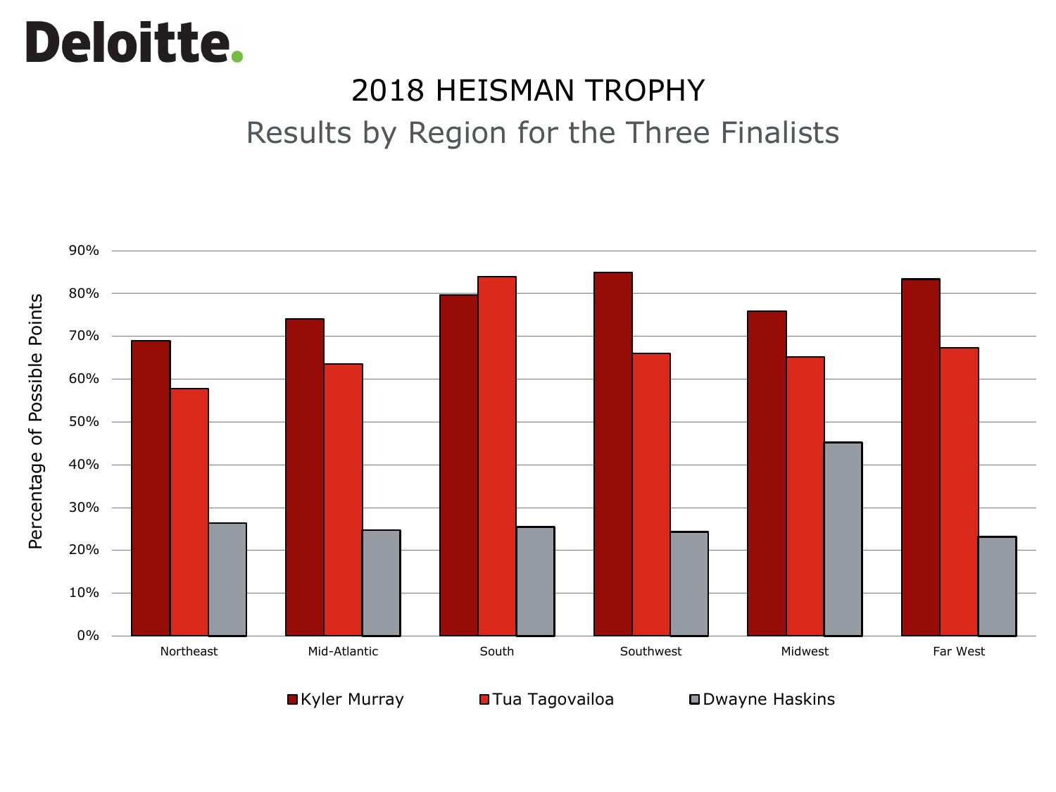# 2018 HEISMAN TROPHY

## Results by Region for the Three Finalists

Percentage of Possible Points

| Region | Kyler Murray | Tua Tagovailoa | Dwayne Haskins |
|---|---|---|---|
| Northeast | ~69% | ~58% | ~26% |
| Mid-Atlantic | ~74% | ~63% | ~25% |
| South | ~80% | ~84% | ~25% |
| Southwest | ~85% | ~66% | ~24% |
| Midwest | ~76% | ~65% | ~45% |
| Far West | ~83% | ~67% | ~23% |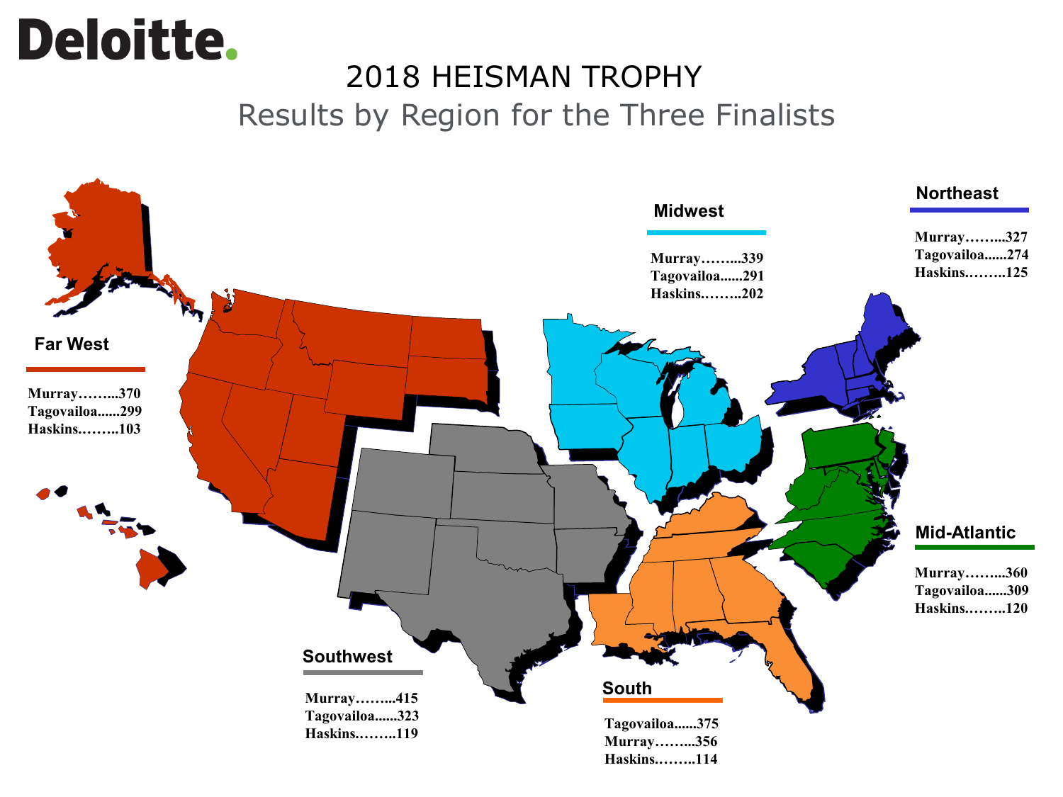Deloitte.

# 2018 HEISMAN TROPHY

## Results by Region for the Three Finalists

**Far West**

Murray……...370
Tagovailoa......299
Haskins.……..103

**Midwest**

Murray……...339
Tagovailoa......291
Haskins.……..202

**Northeast**

Murray……...327
Tagovailoa......274
Haskins.……..125

**Mid-Atlantic**

Murray……...360
Tagovailoa......309
Haskins.……..120

**Southwest**

Murray……...415
Tagovailoa......323
Haskins.……..119

**South**

Tagovailoa......375
Murray……...356
Haskins.……..114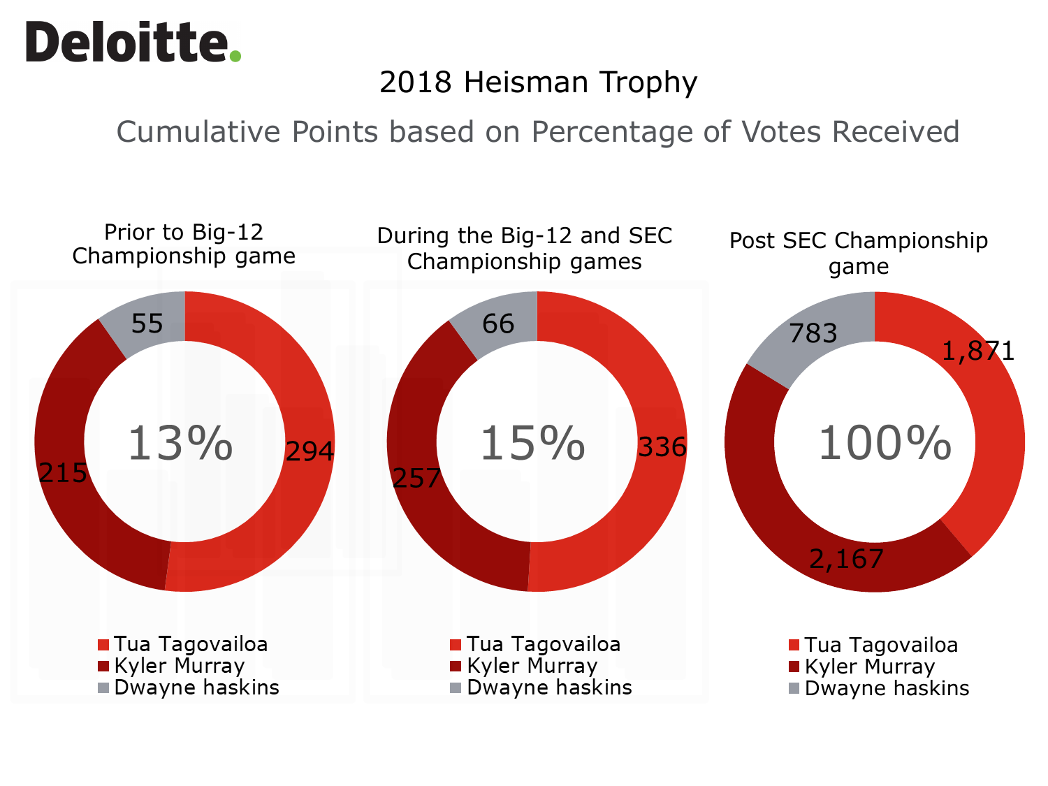Deloitte.

# 2018 Heisman Trophy

## Cumulative Points based on Percentage of Votes Received

| | Prior to Big-12 Championship game | During the Big-12 and SEC Championship games | Post SEC Championship game |
|---|---|---|---|
| Center value | 13% | 15% | 100% |
| Tua Tagovailoa | 294 | 336 | 1,871 |
| Kyler Murray | 215 | 257 | 2,167 |
| Dwayne haskins | 55 | 66 | 783 |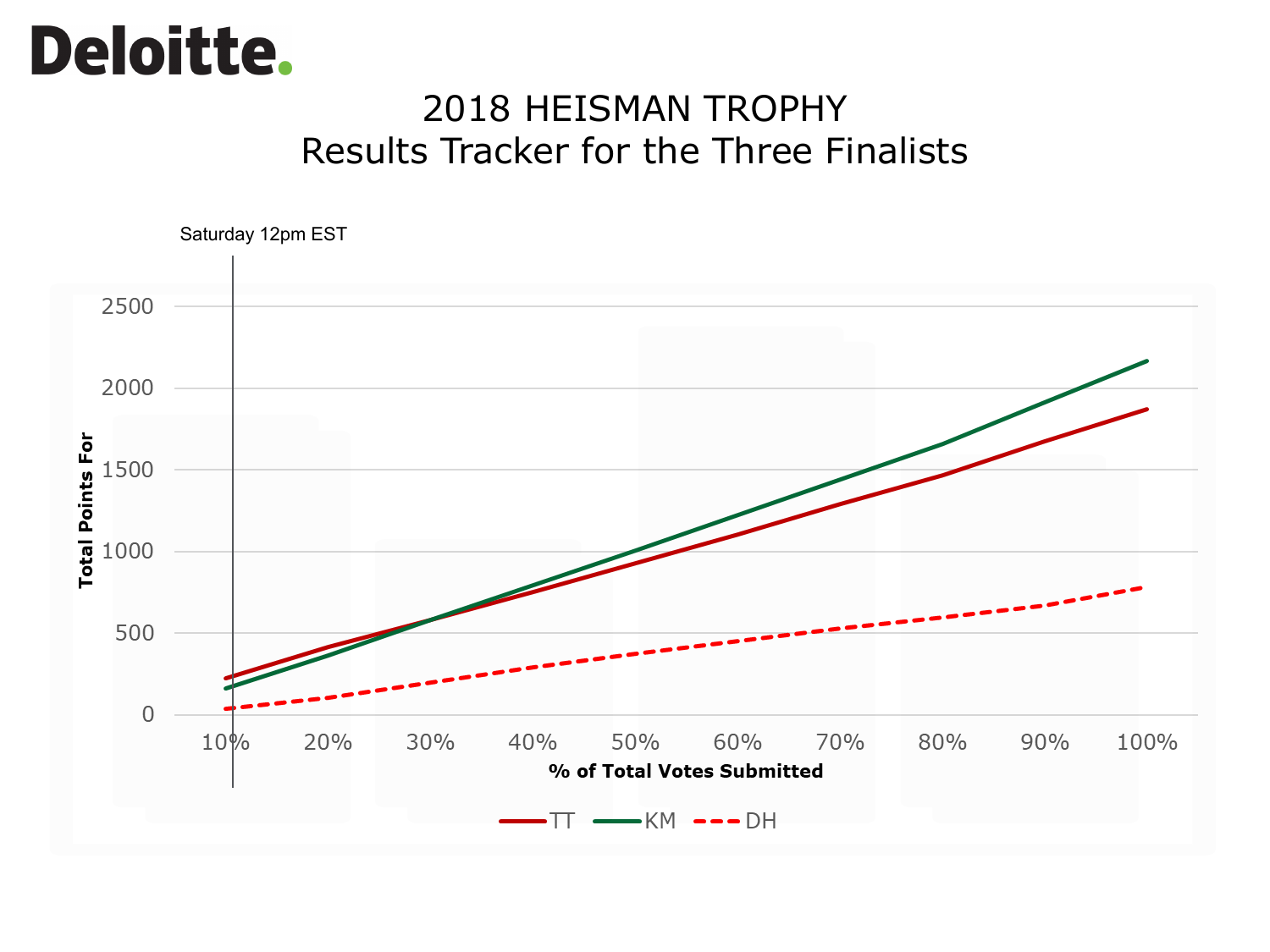Deloitte.

# 2018 HEISMAN TROPHY
## Results Tracker for the Three Finalists

Saturday 12pm EST

Total Points For

% of Total Votes Submitted

| % of Total Votes Submitted | 10% | 20% | 30% | 40% | 50% | 60% | 70% | 80% | 90% | 100% |
|---|---|---|---|---|---|---|---|---|---|---|

Y-axis: 0, 500, 1000, 1500, 2000, 2500

Legend: TT, KM, DH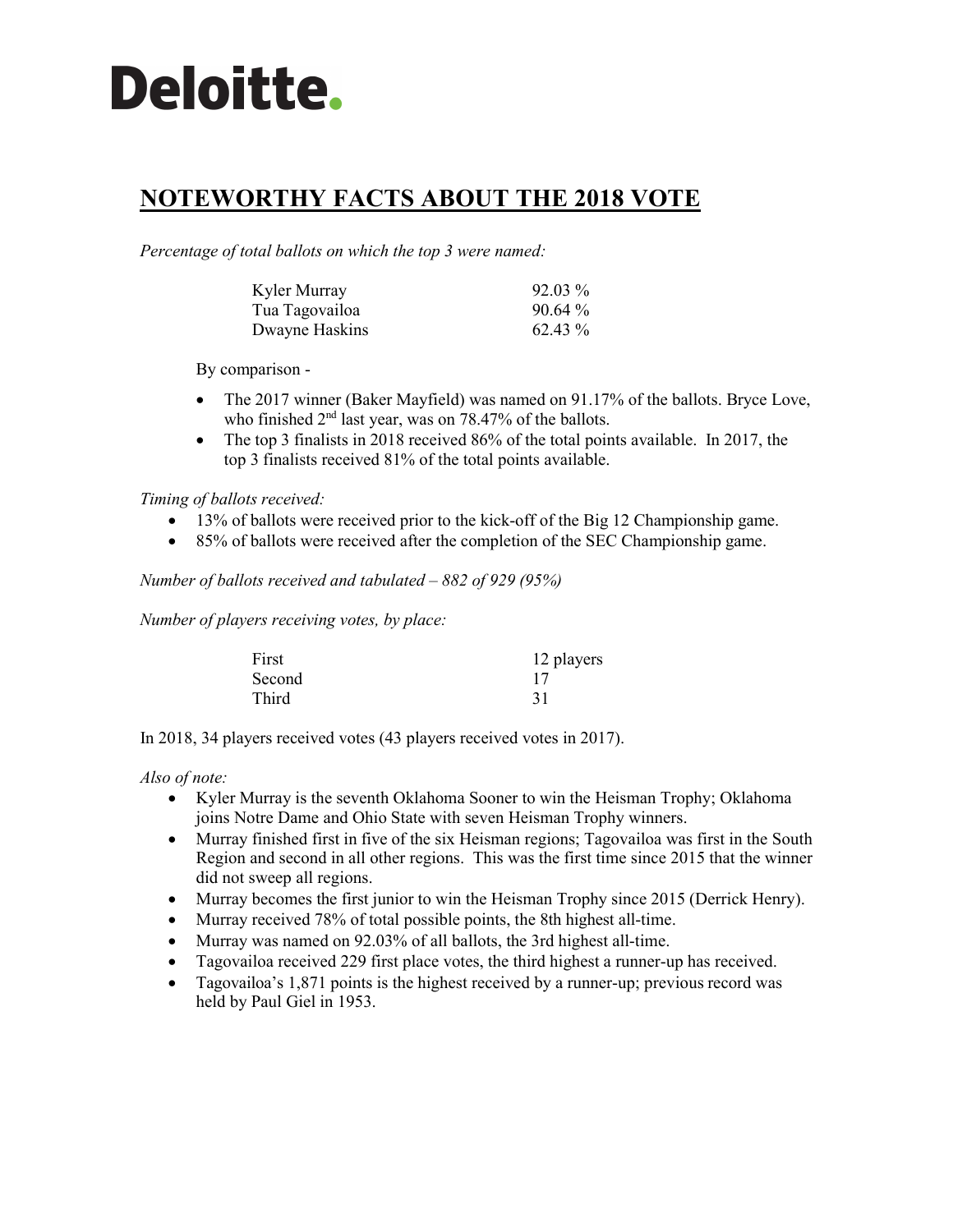Deloitte.

# NOTEWORTHY FACTS ABOUT THE 2018 VOTE

*Percentage of total ballots on which the top 3 were named:*

| | |
|---|---|
| Kyler Murray | 92.03 % |
| Tua Tagovailoa | 90.64 % |
| Dwayne Haskins | 62.43 % |

By comparison -

- The 2017 winner (Baker Mayfield) was named on 91.17% of the ballots. Bryce Love, who finished 2nd last year, was on 78.47% of the ballots.
- The top 3 finalists in 2018 received 86% of the total points available. In 2017, the top 3 finalists received 81% of the total points available.

*Timing of ballots received:*

- 13% of ballots were received prior to the kick-off of the Big 12 Championship game.
- 85% of ballots were received after the completion of the SEC Championship game.

*Number of ballots received and tabulated – 882 of 929 (95%)*

*Number of players receiving votes, by place:*

| | |
|---|---|
| First | 12 players |
| Second | 17 |
| Third | 31 |

In 2018, 34 players received votes (43 players received votes in 2017).

*Also of note:*

- Kyler Murray is the seventh Oklahoma Sooner to win the Heisman Trophy; Oklahoma joins Notre Dame and Ohio State with seven Heisman Trophy winners.
- Murray finished first in five of the six Heisman regions; Tagovailoa was first in the South Region and second in all other regions. This was the first time since 2015 that the winner did not sweep all regions.
- Murray becomes the first junior to win the Heisman Trophy since 2015 (Derrick Henry).
- Murray received 78% of total possible points, the 8th highest all-time.
- Murray was named on 92.03% of all ballots, the 3rd highest all-time.
- Tagovailoa received 229 first place votes, the third highest a runner-up has received.
- Tagovailoa's 1,871 points is the highest received by a runner-up; previous record was held by Paul Giel in 1953.